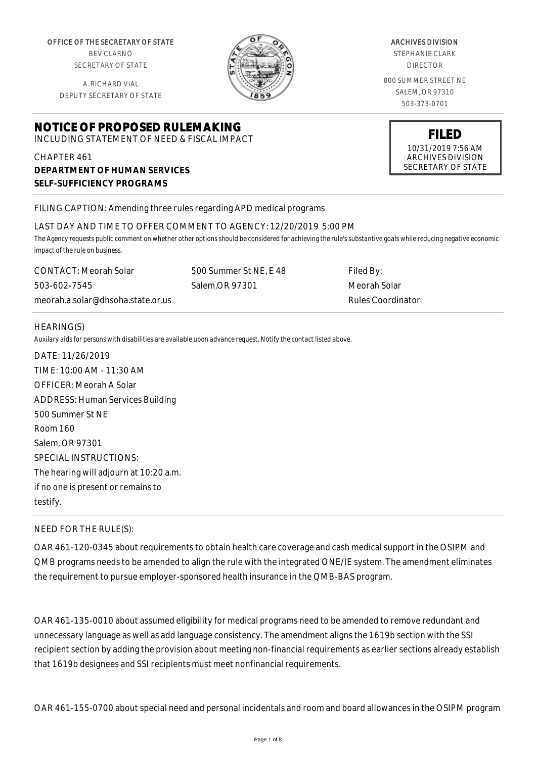OFFICE OF THE SECRETARY STATE
BEV CLARNO
SECRETARY OF STATE

A. RICHARD VIAL
DEPUTY SECRETARY OF STATE

ARCHIVES DIVISION
STEPHANIE CLARK
DIRECTOR

800 SUMMER STREET NE
SALEM, OR 97310
503-373-0701

**FILED**
10/31/2019 7:56 AM
ARCHIVES DIVISION
SECRETARY OF STATE

# NOTICE OF PROPOSED RULEMAKING

INCLUDING STATEMENT OF NEED & FISCAL IMPACT

CHAPTER 461
**DEPARTMENT OF HUMAN SERVICES**
**SELF-SUFFICIENCY PROGRAMS**

FILING CAPTION: Amending three rules regarding APD medical programs

LAST DAY AND TIME TO OFFER COMMENT TO AGENCY: 12/20/2019 5:00 PM

*The Agency requests public comment on whether other options should be considered for achieving the rule's substantive goals while reducing negative economic impact of the rule on business.*

CONTACT: Meorah Solar
503-602-7545
meorah.a.solar@dhsoha.state.or.us

500 Summer St NE, E 48
Salem,OR 97301

Filed By:
Meorah Solar
Rules Coordinator

HEARING(S)

*Auxilary aids for persons with disabilities are available upon advance request. Notify the contact listed above.*

DATE: 11/26/2019
TIME: 10:00 AM - 11:30 AM
OFFICER: Meorah A Solar
ADDRESS: Human Services Building
500 Summer St NE
Room 160
Salem, OR 97301
SPECIAL INSTRUCTIONS:
The hearing will adjourn at 10:20 a.m. if no one is present or remains to testify.

NEED FOR THE RULE(S):

OAR 461-120-0345 about requirements to obtain health care coverage and cash medical support in the OSIPM and QMB programs needs to be amended to align the rule with the integrated ONE/IE system. The amendment eliminates the requirement to pursue employer-sponsored health insurance in the QMB-BAS program.

OAR 461-135-0010 about assumed eligibility for medical programs need to be amended to remove redundant and unnecessary language as well as add language consistency. The amendment aligns the 1619b section with the SSI recipient section by adding the provision about meeting non-financial requirements as earlier sections already establish that 1619b designees and SSI recipients must meet nonfinancial requirements.

OAR 461-155-0700 about special need and personal incidentals and room and board allowances in the OSIPM program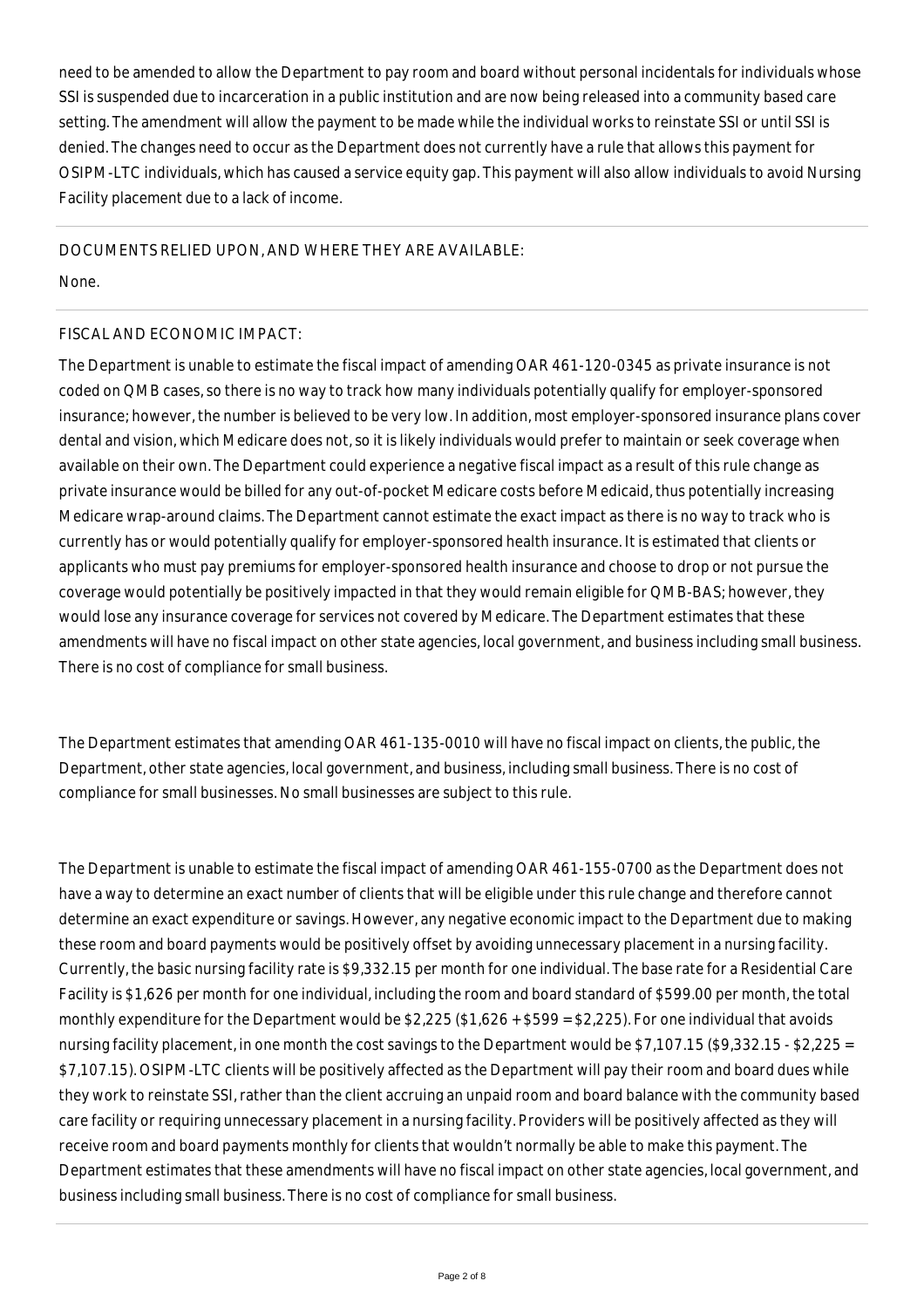need to be amended to allow the Department to pay room and board without personal incidentals for individuals whose SSI is suspended due to incarceration in a public institution and are now being released into a community based care setting. The amendment will allow the payment to be made while the individual works to reinstate SSI or until SSI is denied. The changes need to occur as the Department does not currently have a rule that allows this payment for OSIPM-LTC individuals, which has caused a service equity gap. This payment will also allow individuals to avoid Nursing Facility placement due to a lack of income.

---

DOCUMENTS RELIED UPON, AND WHERE THEY ARE AVAILABLE:

None.

---

FISCAL AND ECONOMIC IMPACT:

The Department is unable to estimate the fiscal impact of amending OAR 461-120-0345 as private insurance is not coded on QMB cases, so there is no way to track how many individuals potentially qualify for employer-sponsored insurance; however, the number is believed to be very low. In addition, most employer-sponsored insurance plans cover dental and vision, which Medicare does not, so it is likely individuals would prefer to maintain or seek coverage when available on their own. The Department could experience a negative fiscal impact as a result of this rule change as private insurance would be billed for any out-of-pocket Medicare costs before Medicaid, thus potentially increasing Medicare wrap-around claims. The Department cannot estimate the exact impact as there is no way to track who is currently has or would potentially qualify for employer-sponsored health insurance. It is estimated that clients or applicants who must pay premiums for employer-sponsored health insurance and choose to drop or not pursue the coverage would potentially be positively impacted in that they would remain eligible for QMB-BAS; however, they would lose any insurance coverage for services not covered by Medicare. The Department estimates that these amendments will have no fiscal impact on other state agencies, local government, and business including small business. There is no cost of compliance for small business.

The Department estimates that amending OAR 461-135-0010 will have no fiscal impact on clients, the public, the Department, other state agencies, local government, and business, including small business. There is no cost of compliance for small businesses. No small businesses are subject to this rule.

The Department is unable to estimate the fiscal impact of amending OAR 461-155-0700 as the Department does not have a way to determine an exact number of clients that will be eligible under this rule change and therefore cannot determine an exact expenditure or savings. However, any negative economic impact to the Department due to making these room and board payments would be positively offset by avoiding unnecessary placement in a nursing facility. Currently, the basic nursing facility rate is $9,332.15 per month for one individual. The base rate for a Residential Care Facility is $1,626 per month for one individual, including the room and board standard of $599.00 per month, the total monthly expenditure for the Department would be $2,225 ($1,626 + $599 = $2,225). For one individual that avoids nursing facility placement, in one month the cost savings to the Department would be $7,107.15 ($9,332.15 - $2,225 = $7,107.15). OSIPM-LTC clients will be positively affected as the Department will pay their room and board dues while they work to reinstate SSI, rather than the client accruing an unpaid room and board balance with the community based care facility or requiring unnecessary placement in a nursing facility. Providers will be positively affected as they will receive room and board payments monthly for clients that wouldn't normally be able to make this payment. The Department estimates that these amendments will have no fiscal impact on other state agencies, local government, and business including small business. There is no cost of compliance for small business.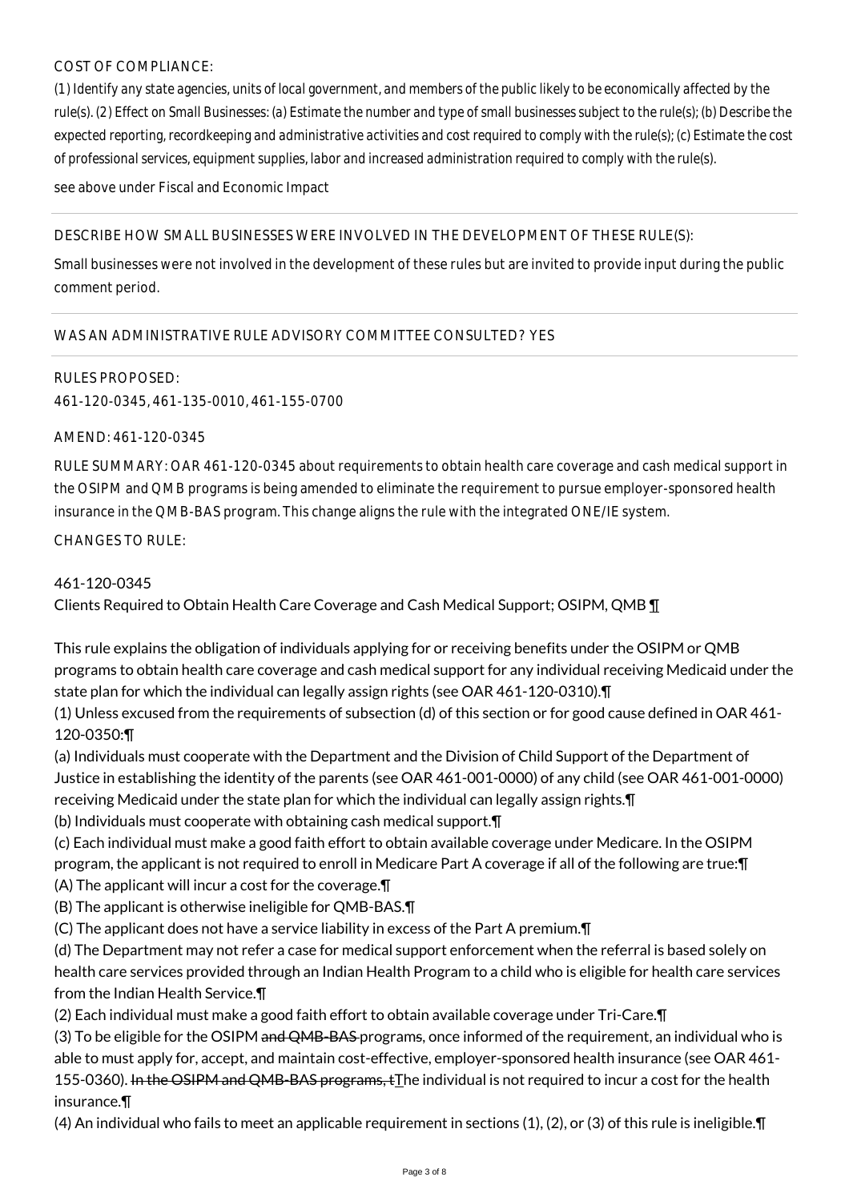COST OF COMPLIANCE:

*(1) Identify any state agencies, units of local government, and members of the public likely to be economically affected by the rule(s). (2) Effect on Small Businesses: (a) Estimate the number and type of small businesses subject to the rule(s); (b) Describe the expected reporting, recordkeeping and administrative activities and cost required to comply with the rule(s); (c) Estimate the cost of professional services, equipment supplies, labor and increased administration required to comply with the rule(s).*

see above under Fiscal and Economic Impact

---

DESCRIBE HOW SMALL BUSINESSES WERE INVOLVED IN THE DEVELOPMENT OF THESE RULE(S):

Small businesses were not involved in the development of these rules but are invited to provide input during the public comment period.

---

WAS AN ADMINISTRATIVE RULE ADVISORY COMMITTEE CONSULTED? YES

---

RULES PROPOSED:

461-120-0345, 461-135-0010, 461-155-0700

AMEND: 461-120-0345

RULE SUMMARY: OAR 461-120-0345 about requirements to obtain health care coverage and cash medical support in the OSIPM and QMB programs is being amended to eliminate the requirement to pursue employer-sponsored health insurance in the QMB-BAS program. This change aligns the rule with the integrated ONE/IE system.

CHANGES TO RULE:

461-120-0345
Clients Required to Obtain Health Care Coverage and Cash Medical Support; OSIPM, QMB ¶

This rule explains the obligation of individuals applying for or receiving benefits under the OSIPM or QMB programs to obtain health care coverage and cash medical support for any individual receiving Medicaid under the state plan for which the individual can legally assign rights (see OAR 461-120-0310).¶
(1) Unless excused from the requirements of subsection (d) of this section or for good cause defined in OAR 461-120-0350:¶
(a) Individuals must cooperate with the Department and the Division of Child Support of the Department of Justice in establishing the identity of the parents (see OAR 461-001-0000) of any child (see OAR 461-001-0000) receiving Medicaid under the state plan for which the individual can legally assign rights.¶
(b) Individuals must cooperate with obtaining cash medical support.¶
(c) Each individual must make a good faith effort to obtain available coverage under Medicare. In the OSIPM program, the applicant is not required to enroll in Medicare Part A coverage if all of the following are true:¶
(A) The applicant will incur a cost for the coverage.¶
(B) The applicant is otherwise ineligible for QMB-BAS.¶
(C) The applicant does not have a service liability in excess of the Part A premium.¶
(d) The Department may not refer a case for medical support enforcement when the referral is based solely on health care services provided through an Indian Health Program to a child who is eligible for health care services from the Indian Health Service.¶
(2) Each individual must make a good faith effort to obtain available coverage under Tri-Care.¶
(3) To be eligible for the OSIPM ~~and QMB-BAS~~ program~~s~~, once informed of the requirement, an individual who is able to must apply for, accept, and maintain cost-effective, employer-sponsored health insurance (see OAR 461-155-0360). ~~In the OSIPM and QMB-BAS programs, t~~The individual is not required to incur a cost for the health insurance.¶
(4) An individual who fails to meet an applicable requirement in sections (1), (2), or (3) of this rule is ineligible.¶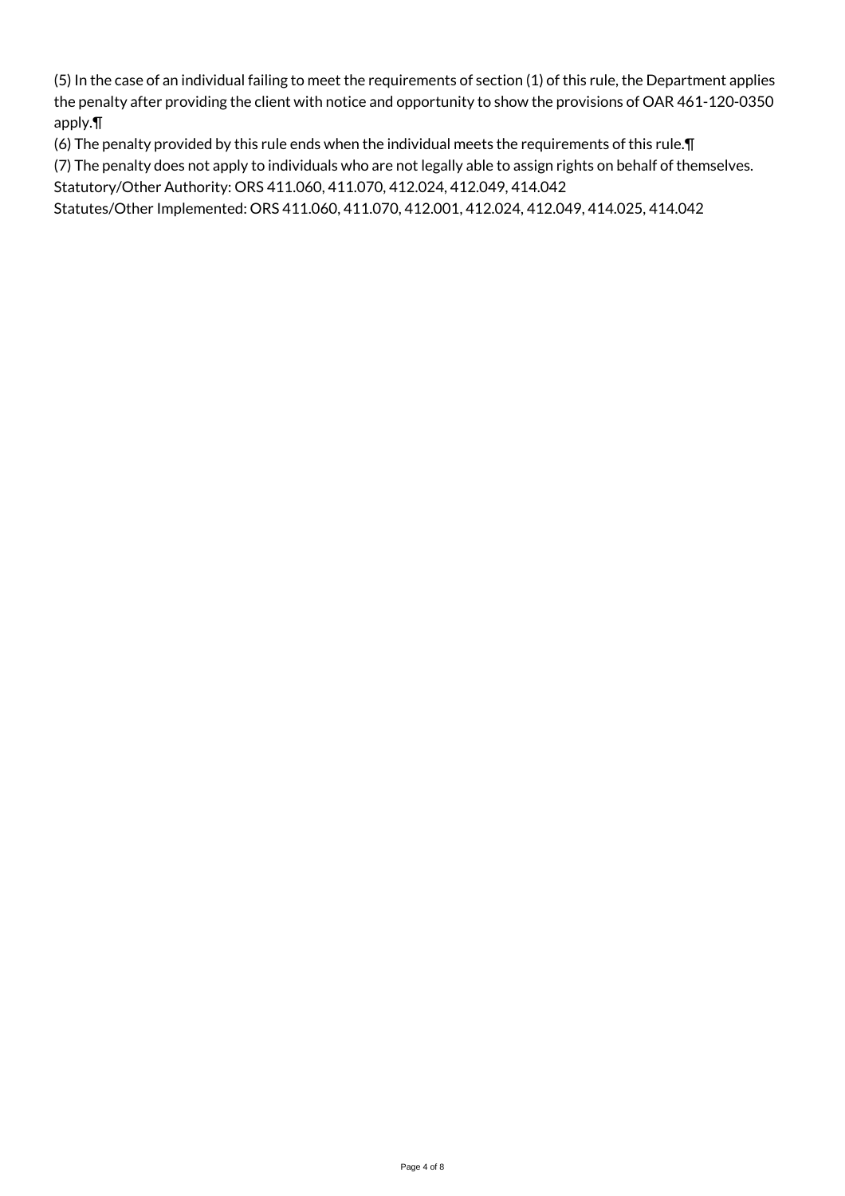(5) In the case of an individual failing to meet the requirements of section (1) of this rule, the Department applies the penalty after providing the client with notice and opportunity to show the provisions of OAR 461-120-0350 apply.¶

(6) The penalty provided by this rule ends when the individual meets the requirements of this rule.¶

(7) The penalty does not apply to individuals who are not legally able to assign rights on behalf of themselves.

Statutory/Other Authority: ORS 411.060, 411.070, 412.024, 412.049, 414.042

Statutes/Other Implemented: ORS 411.060, 411.070, 412.001, 412.024, 412.049, 414.025, 414.042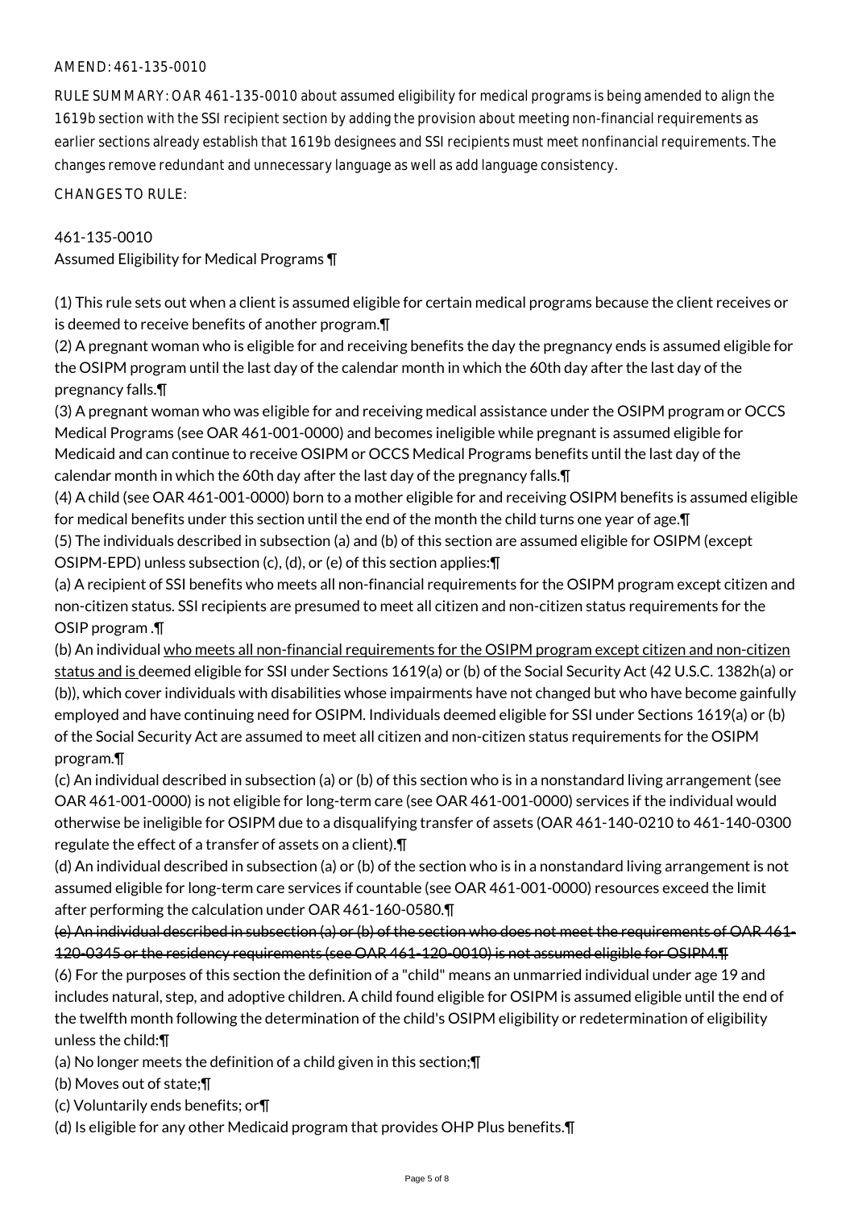AMEND: 461-135-0010

RULE SUMMARY: OAR 461-135-0010 about assumed eligibility for medical programs is being amended to align the 1619b section with the SSI recipient section by adding the provision about meeting non-financial requirements as earlier sections already establish that 1619b designees and SSI recipients must meet nonfinancial requirements. The changes remove redundant and unnecessary language as well as add language consistency.

CHANGES TO RULE:

461-135-0010
Assumed Eligibility for Medical Programs ¶

(1) This rule sets out when a client is assumed eligible for certain medical programs because the client receives or is deemed to receive benefits of another program.¶
(2) A pregnant woman who is eligible for and receiving benefits the day the pregnancy ends is assumed eligible for the OSIPM program until the last day of the calendar month in which the 60th day after the last day of the pregnancy falls.¶
(3) A pregnant woman who was eligible for and receiving medical assistance under the OSIPM program or OCCS Medical Programs (see OAR 461-001-0000) and becomes ineligible while pregnant is assumed eligible for Medicaid and can continue to receive OSIPM or OCCS Medical Programs benefits until the last day of the calendar month in which the 60th day after the last day of the pregnancy falls.¶
(4) A child (see OAR 461-001-0000) born to a mother eligible for and receiving OSIPM benefits is assumed eligible for medical benefits under this section until the end of the month the child turns one year of age.¶
(5) The individuals described in subsection (a) and (b) of this section are assumed eligible for OSIPM (except OSIPM-EPD) unless subsection (c), (d), or (e) of this section applies:¶
(a) A recipient of SSI benefits who meets all non-financial requirements for the OSIPM program except citizen and non-citizen status. SSI recipients are presumed to meet all citizen and non-citizen status requirements for the OSIP program .¶
(b) An individual <u>who meets all non-financial requirements for the OSIPM program except citizen and non-citizen status and is</u> deemed eligible for SSI under Sections 1619(a) or (b) of the Social Security Act (42 U.S.C. 1382h(a) or (b)), which cover individuals with disabilities whose impairments have not changed but who have become gainfully employed and have continuing need for OSIPM. Individuals deemed eligible for SSI under Sections 1619(a) or (b) of the Social Security Act are assumed to meet all citizen and non-citizen status requirements for the OSIPM program.¶
(c) An individual described in subsection (a) or (b) of this section who is in a nonstandard living arrangement (see OAR 461-001-0000) is not eligible for long-term care (see OAR 461-001-0000) services if the individual would otherwise be ineligible for OSIPM due to a disqualifying transfer of assets (OAR 461-140-0210 to 461-140-0300 regulate the effect of a transfer of assets on a client).¶
(d) An individual described in subsection (a) or (b) of the section who is in a nonstandard living arrangement is not assumed eligible for long-term care services if countable (see OAR 461-001-0000) resources exceed the limit after performing the calculation under OAR 461-160-0580.¶
~~(e) An individual described in subsection (a) or (b) of the section who does not meet the requirements of OAR 461-120-0345 or the residency requirements (see OAR 461-120-0010) is not assumed eligible for OSIPM.¶~~
(6) For the purposes of this section the definition of a "child" means an unmarried individual under age 19 and includes natural, step, and adoptive children. A child found eligible for OSIPM is assumed eligible until the end of the twelfth month following the determination of the child's OSIPM eligibility or redetermination of eligibility unless the child:¶
(a) No longer meets the definition of a child given in this section;¶
(b) Moves out of state;¶
(c) Voluntarily ends benefits; or¶
(d) Is eligible for any other Medicaid program that provides OHP Plus benefits.¶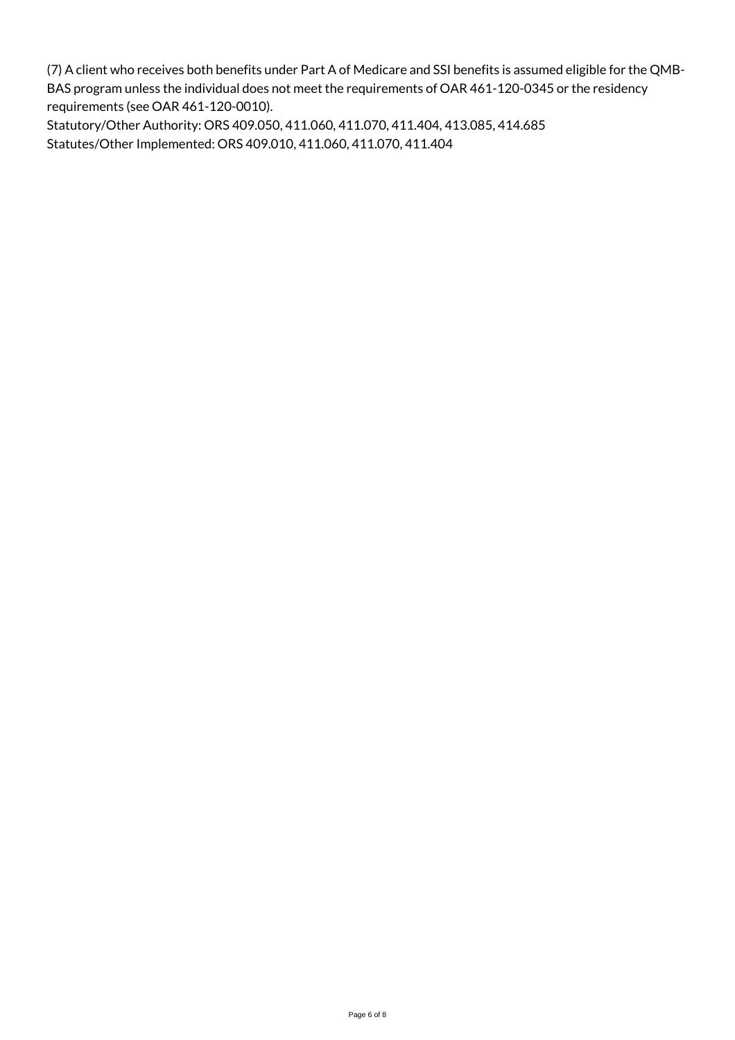(7) A client who receives both benefits under Part A of Medicare and SSI benefits is assumed eligible for the QMB-BAS program unless the individual does not meet the requirements of OAR 461-120-0345 or the residency requirements (see OAR 461-120-0010).

Statutory/Other Authority: ORS 409.050, 411.060, 411.070, 411.404, 413.085, 414.685

Statutes/Other Implemented: ORS 409.010, 411.060, 411.070, 411.404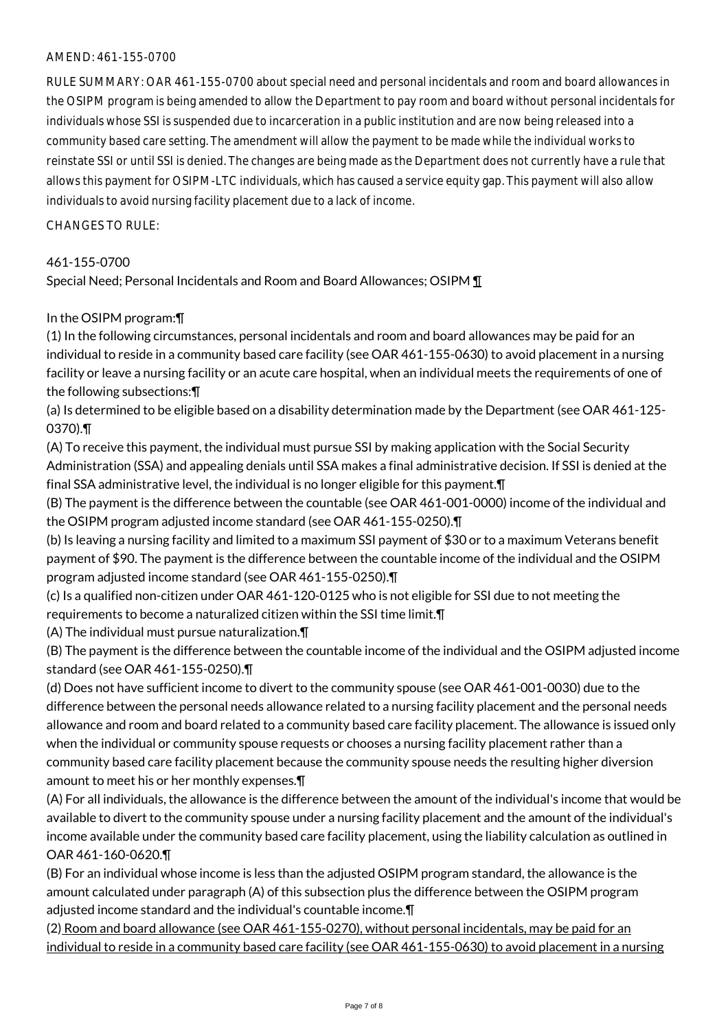AMEND: 461-155-0700

RULE SUMMARY: OAR 461-155-0700 about special need and personal incidentals and room and board allowances in the OSIPM program is being amended to allow the Department to pay room and board without personal incidentals for individuals whose SSI is suspended due to incarceration in a public institution and are now being released into a community based care setting. The amendment will allow the payment to be made while the individual works to reinstate SSI or until SSI is denied. The changes are being made as the Department does not currently have a rule that allows this payment for OSIPM-LTC individuals, which has caused a service equity gap. This payment will also allow individuals to avoid nursing facility placement due to a lack of income.

CHANGES TO RULE:

461-155-0700

Special Need; Personal Incidentals and Room and Board Allowances; OSIPM ¶

In the OSIPM program:¶

(1) In the following circumstances, personal incidentals and room and board allowances may be paid for an individual to reside in a community based care facility (see OAR 461-155-0630) to avoid placement in a nursing facility or leave a nursing facility or an acute care hospital, when an individual meets the requirements of one of the following subsections:¶

(a) Is determined to be eligible based on a disability determination made by the Department (see OAR 461-125-0370).¶

(A) To receive this payment, the individual must pursue SSI by making application with the Social Security Administration (SSA) and appealing denials until SSA makes a final administrative decision. If SSI is denied at the final SSA administrative level, the individual is no longer eligible for this payment.¶

(B) The payment is the difference between the countable (see OAR 461-001-0000) income of the individual and the OSIPM program adjusted income standard (see OAR 461-155-0250).¶

(b) Is leaving a nursing facility and limited to a maximum SSI payment of $30 or to a maximum Veterans benefit payment of $90. The payment is the difference between the countable income of the individual and the OSIPM program adjusted income standard (see OAR 461-155-0250).¶

(c) Is a qualified non-citizen under OAR 461-120-0125 who is not eligible for SSI due to not meeting the requirements to become a naturalized citizen within the SSI time limit.¶

(A) The individual must pursue naturalization.¶

(B) The payment is the difference between the countable income of the individual and the OSIPM adjusted income standard (see OAR 461-155-0250).¶

(d) Does not have sufficient income to divert to the community spouse (see OAR 461-001-0030) due to the difference between the personal needs allowance related to a nursing facility placement and the personal needs allowance and room and board related to a community based care facility placement. The allowance is issued only when the individual or community spouse requests or chooses a nursing facility placement rather than a community based care facility placement because the community spouse needs the resulting higher diversion amount to meet his or her monthly expenses.¶

(A) For all individuals, the allowance is the difference between the amount of the individual's income that would be available to divert to the community spouse under a nursing facility placement and the amount of the individual's income available under the community based care facility placement, using the liability calculation as outlined in OAR 461-160-0620.¶

(B) For an individual whose income is less than the adjusted OSIPM program standard, the allowance is the amount calculated under paragraph (A) of this subsection plus the difference between the OSIPM program adjusted income standard and the individual's countable income.¶

(2) Room and board allowance (see OAR 461-155-0270), without personal incidentals, may be paid for an individual to reside in a community based care facility (see OAR 461-155-0630) to avoid placement in a nursing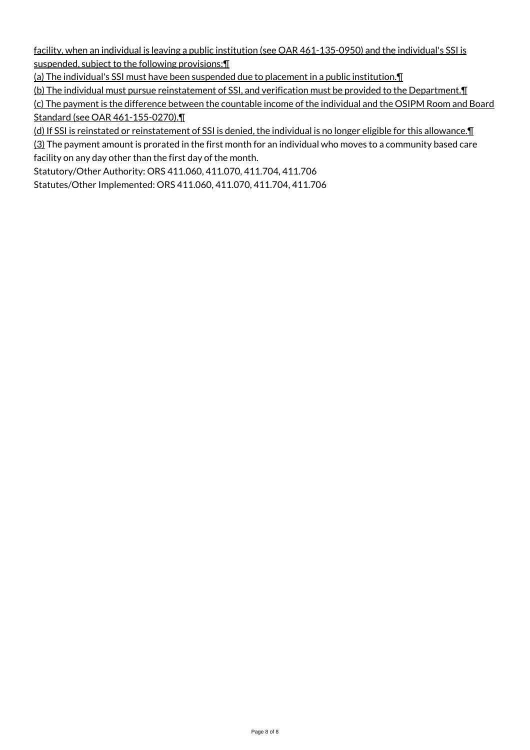facility, when an individual is leaving a public institution (see OAR 461-135-0950) and the individual's SSI is suspended, subject to the following provisions:¶

(a) The individual's SSI must have been suspended due to placement in a public institution.¶

(b) The individual must pursue reinstatement of SSI, and verification must be provided to the Department.¶

(c) The payment is the difference between the countable income of the individual and the OSIPM Room and Board Standard (see OAR 461-155-0270).¶

(d) If SSI is reinstated or reinstatement of SSI is denied, the individual is no longer eligible for this allowance.¶

(3) The payment amount is prorated in the first month for an individual who moves to a community based care facility on any day other than the first day of the month.

Statutory/Other Authority: ORS 411.060, 411.070, 411.704, 411.706

Statutes/Other Implemented: ORS 411.060, 411.070, 411.704, 411.706